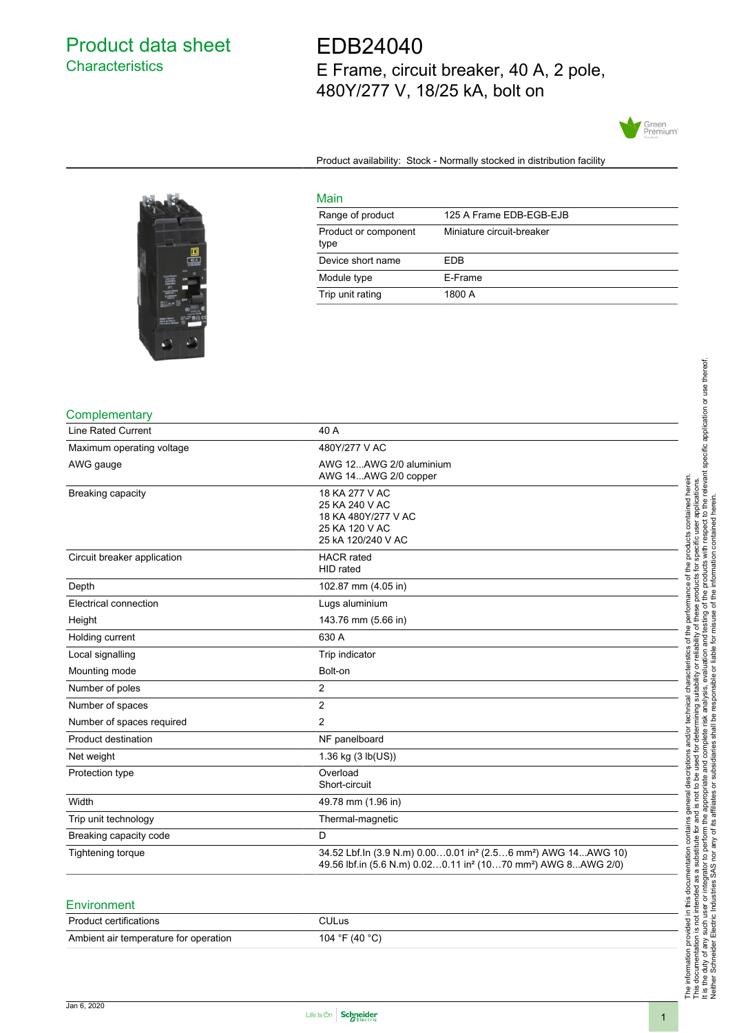# Product data sheet

## Characteristics

# EDB24040

E Frame, circuit breaker, 40 A, 2 pole, 480Y/277 V, 18/25 kA, bolt on

Product availability: Stock - Normally stocked in distribution facility

## Main

| | |
|---|---|
| Range of product | 125 A Frame EDB-EGB-EJB |
| Product or component type | Miniature circuit-breaker |
| Device short name | EDB |
| Module type | E-Frame |
| Trip unit rating | 1800 A |

## Complementary

| | |
|---|---|
| Line Rated Current | 40 A |
| Maximum operating voltage | 480Y/277 V AC |
| AWG gauge | AWG 12...AWG 2/0 aluminium<br>AWG 14...AWG 2/0 copper |
| Breaking capacity | 18 KA 277 V AC<br>25 KA 240 V AC<br>18 KA 480Y/277 V AC<br>25 KA 120 V AC<br>25 kA 120/240 V AC |
| Circuit breaker application | HACR rated<br>HID rated |
| Depth | 102.87 mm (4.05 in) |
| Electrical connection | Lugs aluminium |
| Height | 143.76 mm (5.66 in) |
| Holding current | 630 A |
| Local signalling | Trip indicator |
| Mounting mode | Bolt-on |
| Number of poles | 2 |
| Number of spaces | 2 |
| Number of spaces required | 2 |
| Product destination | NF panelboard |
| Net weight | 1.36 kg (3 lb(US)) |
| Protection type | Overload<br>Short-circuit |
| Width | 49.78 mm (1.96 in) |
| Trip unit technology | Thermal-magnetic |
| Breaking capacity code | D |
| Tightening torque | 34.52 Lbf.In (3.9 N.m) 0.00…0.01 in² (2.5…6 mm²) AWG 14...AWG 10)<br>49.56 lbf.in (5.6 N.m) 0.02…0.11 in² (10…70 mm²) AWG 8...AWG 2/0) |

## Environment

| | |
|---|---|
| Product certifications | CULus |
| Ambient air temperature for operation | 104 °F (40 °C) |

Jan 6, 2020

The information provided in this documentation contains general descriptions and/or technical characteristics of the performance of the products contained herein. This documentation is not intended as a substitute for and is not to be used for determining suitability or reliability of these products for specific user applications. It is the duty of any such user or integrator to perform the appropriate and complete risk analysis, evaluation and testing of the products with respect to the relevant specific application or use thereof. Neither Schneider Electric Industries SAS nor any of its affiliates or subsidiaries shall be responsible or liable for misuse of the information contained herein.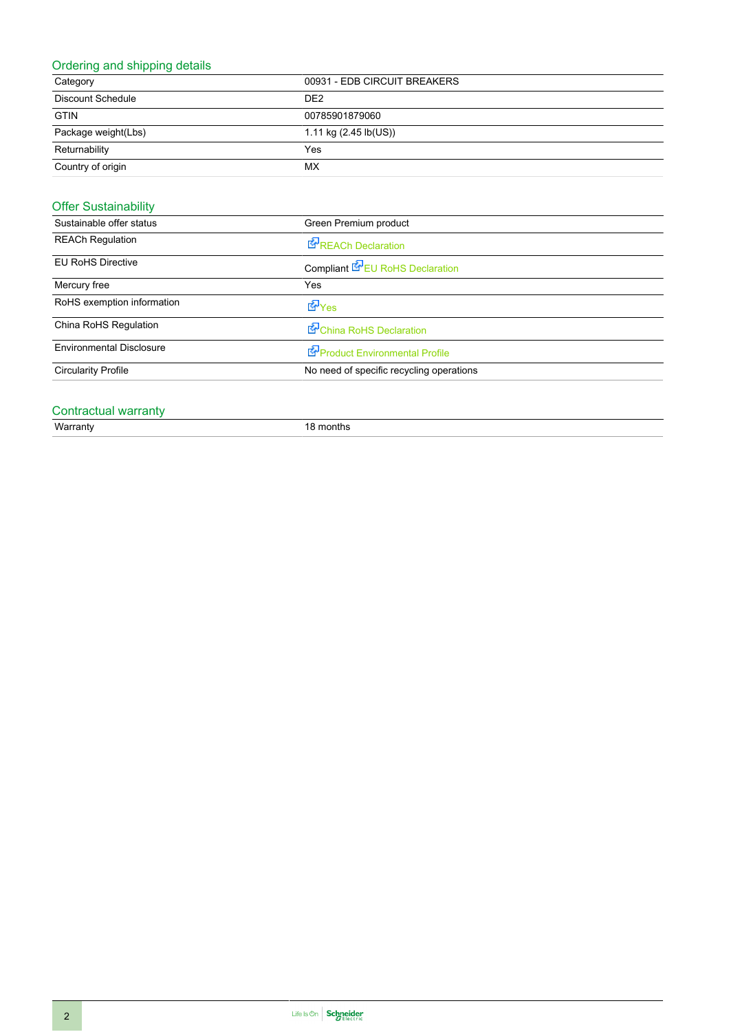## Ordering and shipping details

| | |
|---|---|
| Category | 00931 - EDB CIRCUIT BREAKERS |
| Discount Schedule | DE2 |
| GTIN | 00785901879060 |
| Package weight(Lbs) | 1.11 kg (2.45 lb(US)) |
| Returnability | Yes |
| Country of origin | MX |

## Offer Sustainability

| | |
|---|---|
| Sustainable offer status | Green Premium product |
| REACh Regulation | REACh Declaration |
| EU RoHS Directive | Compliant EU RoHS Declaration |
| Mercury free | Yes |
| RoHS exemption information | Yes |
| China RoHS Regulation | China RoHS Declaration |
| Environmental Disclosure | Product Environmental Profile |
| Circularity Profile | No need of specific recycling operations |

## Contractual warranty

| | |
|---|---|
| Warranty | 18 months |